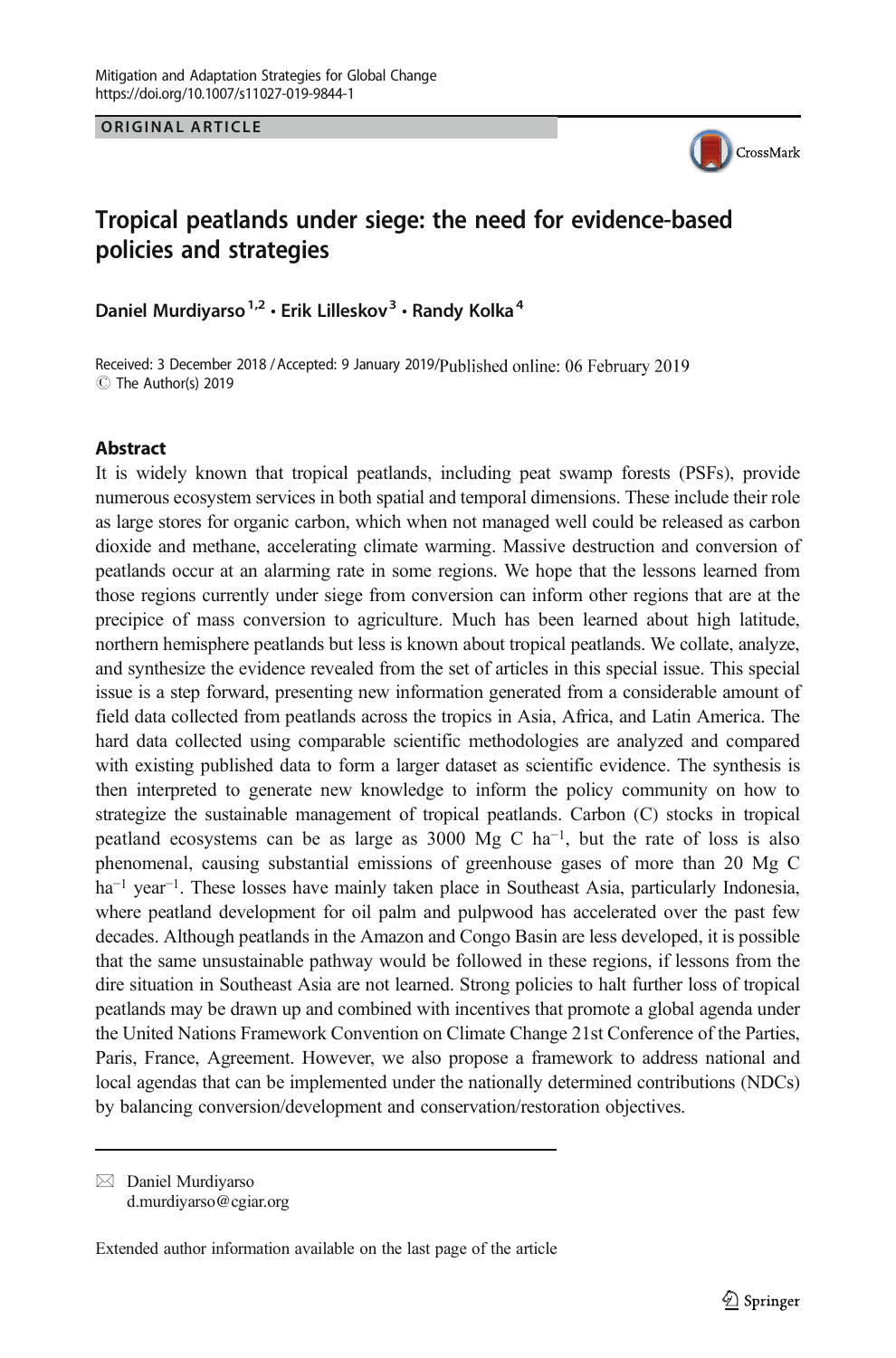Mitigation and Adaptation Strategies for Global Change
https://doi.org/10.1007/s11027-019-9844-1

ORIGINAL ARTICLE

# Tropical peatlands under siege: the need for evidence-based policies and strategies

Daniel Murdiyarso[1,2] • Erik Lilleskov[3] • Randy Kolka[4]

Received: 3 December 2018 / Accepted: 9 January 2019/Published online: 06 February 2019
© The Author(s) 2019

## Abstract

It is widely known that tropical peatlands, including peat swamp forests (PSFs), provide numerous ecosystem services in both spatial and temporal dimensions. These include their role as large stores for organic carbon, which when not managed well could be released as carbon dioxide and methane, accelerating climate warming. Massive destruction and conversion of peatlands occur at an alarming rate in some regions. We hope that the lessons learned from those regions currently under siege from conversion can inform other regions that are at the precipice of mass conversion to agriculture. Much has been learned about high latitude, northern hemisphere peatlands but less is known about tropical peatlands. We collate, analyze, and synthesize the evidence revealed from the set of articles in this special issue. This special issue is a step forward, presenting new information generated from a considerable amount of field data collected from peatlands across the tropics in Asia, Africa, and Latin America. The hard data collected using comparable scientific methodologies are analyzed and compared with existing published data to form a larger dataset as scientific evidence. The synthesis is then interpreted to generate new knowledge to inform the policy community on how to strategize the sustainable management of tropical peatlands. Carbon (C) stocks in tropical peatland ecosystems can be as large as 3000 Mg C $ha^{-1}$, but the rate of loss is also phenomenal, causing substantial emissions of greenhouse gases of more than 20 Mg C $ha^{-1}$ $year^{-1}$. These losses have mainly taken place in Southeast Asia, particularly Indonesia, where peatland development for oil palm and pulpwood has accelerated over the past few decades. Although peatlands in the Amazon and Congo Basin are less developed, it is possible that the same unsustainable pathway would be followed in these regions, if lessons from the dire situation in Southeast Asia are not learned. Strong policies to halt further loss of tropical peatlands may be drawn up and combined with incentives that promote a global agenda under the United Nations Framework Convention on Climate Change 21st Conference of the Parties, Paris, France, Agreement. However, we also propose a framework to address national and local agendas that can be implemented under the nationally determined contributions (NDCs) by balancing conversion/development and conservation/restoration objectives.

---

✉ Daniel Murdiyarso
d.murdiyarso@cgiar.org

Extended author information available on the last page of the article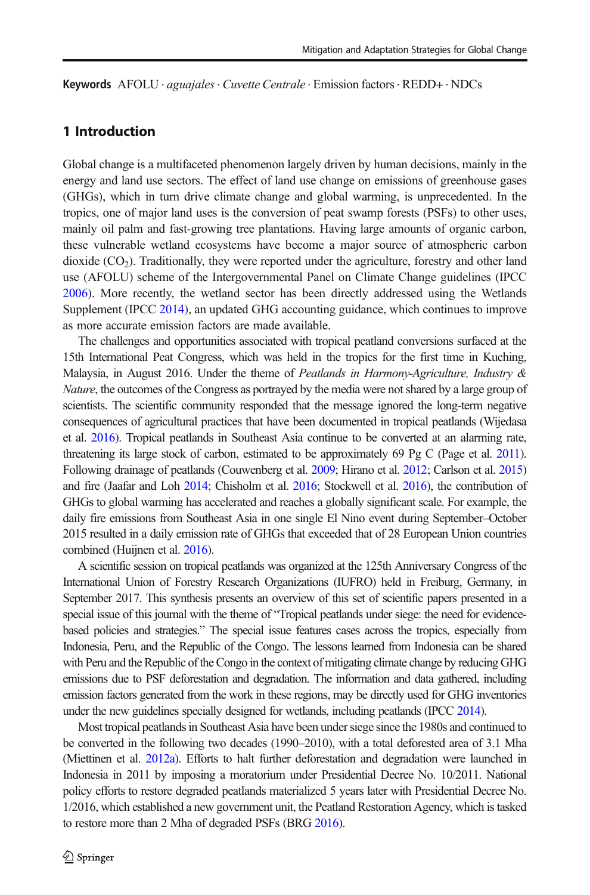**Keywords** AFOLU · *aguajales* · *Cuvette Centrale* · Emission factors · REDD+ · NDCs

## 1 Introduction

Global change is a multifaceted phenomenon largely driven by human decisions, mainly in the energy and land use sectors. The effect of land use change on emissions of greenhouse gases (GHGs), which in turn drive climate change and global warming, is unprecedented. In the tropics, one of major land uses is the conversion of peat swamp forests (PSFs) to other uses, mainly oil palm and fast-growing tree plantations. Having large amounts of organic carbon, these vulnerable wetland ecosystems have become a major source of atmospheric carbon dioxide ($CO_2$). Traditionally, they were reported under the agriculture, forestry and other land use (AFOLU) scheme of the Intergovernmental Panel on Climate Change guidelines (IPCC 2006). More recently, the wetland sector has been directly addressed using the Wetlands Supplement (IPCC 2014), an updated GHG accounting guidance, which continues to improve as more accurate emission factors are made available.

The challenges and opportunities associated with tropical peatland conversions surfaced at the 15th International Peat Congress, which was held in the tropics for the first time in Kuching, Malaysia, in August 2016. Under the theme of *Peatlands in Harmony-Agriculture, Industry & Nature*, the outcomes of the Congress as portrayed by the media were not shared by a large group of scientists. The scientific community responded that the message ignored the long-term negative consequences of agricultural practices that have been documented in tropical peatlands (Wijedasa et al. 2016). Tropical peatlands in Southeast Asia continue to be converted at an alarming rate, threatening its large stock of carbon, estimated to be approximately 69 Pg C (Page et al. 2011). Following drainage of peatlands (Couwenberg et al. 2009; Hirano et al. 2012; Carlson et al. 2015) and fire (Jaafar and Loh 2014; Chisholm et al. 2016; Stockwell et al. 2016), the contribution of GHGs to global warming has accelerated and reaches a globally significant scale. For example, the daily fire emissions from Southeast Asia in one single El Nino event during September–October 2015 resulted in a daily emission rate of GHGs that exceeded that of 28 European Union countries combined (Huijnen et al. 2016).

A scientific session on tropical peatlands was organized at the 125th Anniversary Congress of the International Union of Forestry Research Organizations (IUFRO) held in Freiburg, Germany, in September 2017. This synthesis presents an overview of this set of scientific papers presented in a special issue of this journal with the theme of "Tropical peatlands under siege: the need for evidence-based policies and strategies." The special issue features cases across the tropics, especially from Indonesia, Peru, and the Republic of the Congo. The lessons learned from Indonesia can be shared with Peru and the Republic of the Congo in the context of mitigating climate change by reducing GHG emissions due to PSF deforestation and degradation. The information and data gathered, including emission factors generated from the work in these regions, may be directly used for GHG inventories under the new guidelines specially designed for wetlands, including peatlands (IPCC 2014).

Most tropical peatlands in Southeast Asia have been under siege since the 1980s and continued to be converted in the following two decades (1990–2010), with a total deforested area of 3.1 Mha (Miettinen et al. 2012a). Efforts to halt further deforestation and degradation were launched in Indonesia in 2011 by imposing a moratorium under Presidential Decree No. 10/2011. National policy efforts to restore degraded peatlands materialized 5 years later with Presidential Decree No. 1/2016, which established a new government unit, the Peatland Restoration Agency, which is tasked to restore more than 2 Mha of degraded PSFs (BRG 2016).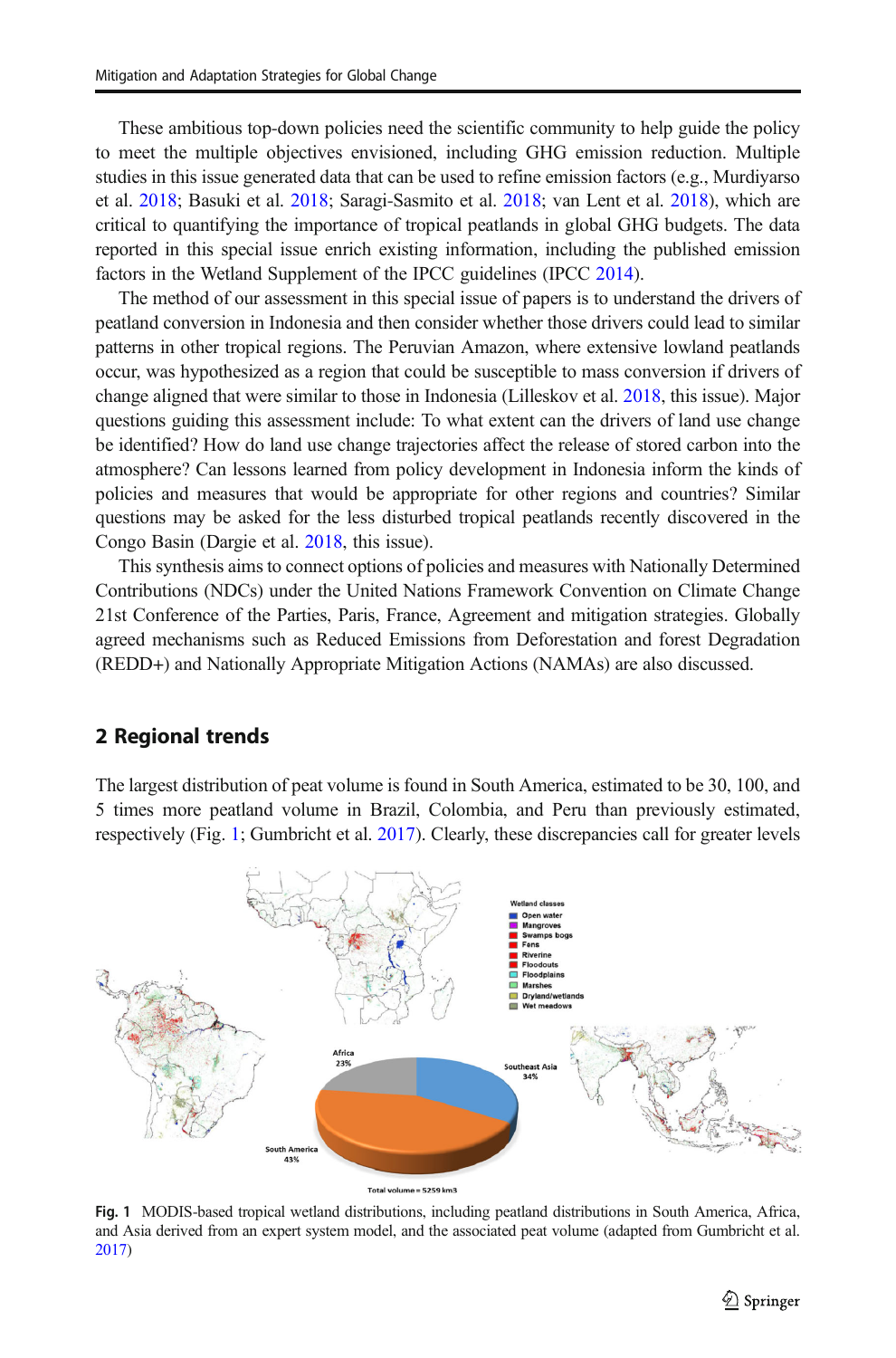These ambitious top-down policies need the scientific community to help guide the policy to meet the multiple objectives envisioned, including GHG emission reduction. Multiple studies in this issue generated data that can be used to refine emission factors (e.g., Murdiyarso et al. 2018; Basuki et al. 2018; Saragi-Sasmito et al. 2018; van Lent et al. 2018), which are critical to quantifying the importance of tropical peatlands in global GHG budgets. The data reported in this special issue enrich existing information, including the published emission factors in the Wetland Supplement of the IPCC guidelines (IPCC 2014).

The method of our assessment in this special issue of papers is to understand the drivers of peatland conversion in Indonesia and then consider whether those drivers could lead to similar patterns in other tropical regions. The Peruvian Amazon, where extensive lowland peatlands occur, was hypothesized as a region that could be susceptible to mass conversion if drivers of change aligned that were similar to those in Indonesia (Lilleskov et al. 2018, this issue). Major questions guiding this assessment include: To what extent can the drivers of land use change be identified? How do land use change trajectories affect the release of stored carbon into the atmosphere? Can lessons learned from policy development in Indonesia inform the kinds of policies and measures that would be appropriate for other regions and countries? Similar questions may be asked for the less disturbed tropical peatlands recently discovered in the Congo Basin (Dargie et al. 2018, this issue).

This synthesis aims to connect options of policies and measures with Nationally Determined Contributions (NDCs) under the United Nations Framework Convention on Climate Change 21st Conference of the Parties, Paris, France, Agreement and mitigation strategies. Globally agreed mechanisms such as Reduced Emissions from Deforestation and forest Degradation (REDD+) and Nationally Appropriate Mitigation Actions (NAMAs) are also discussed.

## 2 Regional trends

The largest distribution of peat volume is found in South America, estimated to be 30, 100, and 5 times more peatland volume in Brazil, Colombia, and Peru than previously estimated, respectively (Fig. 1; Gumbricht et al. 2017). Clearly, these discrepancies call for greater levels

**Fig. 1** MODIS-based tropical wetland distributions, including peatland distributions in South America, Africa, and Asia derived from an expert system model, and the associated peat volume (adapted from Gumbricht et al. 2017)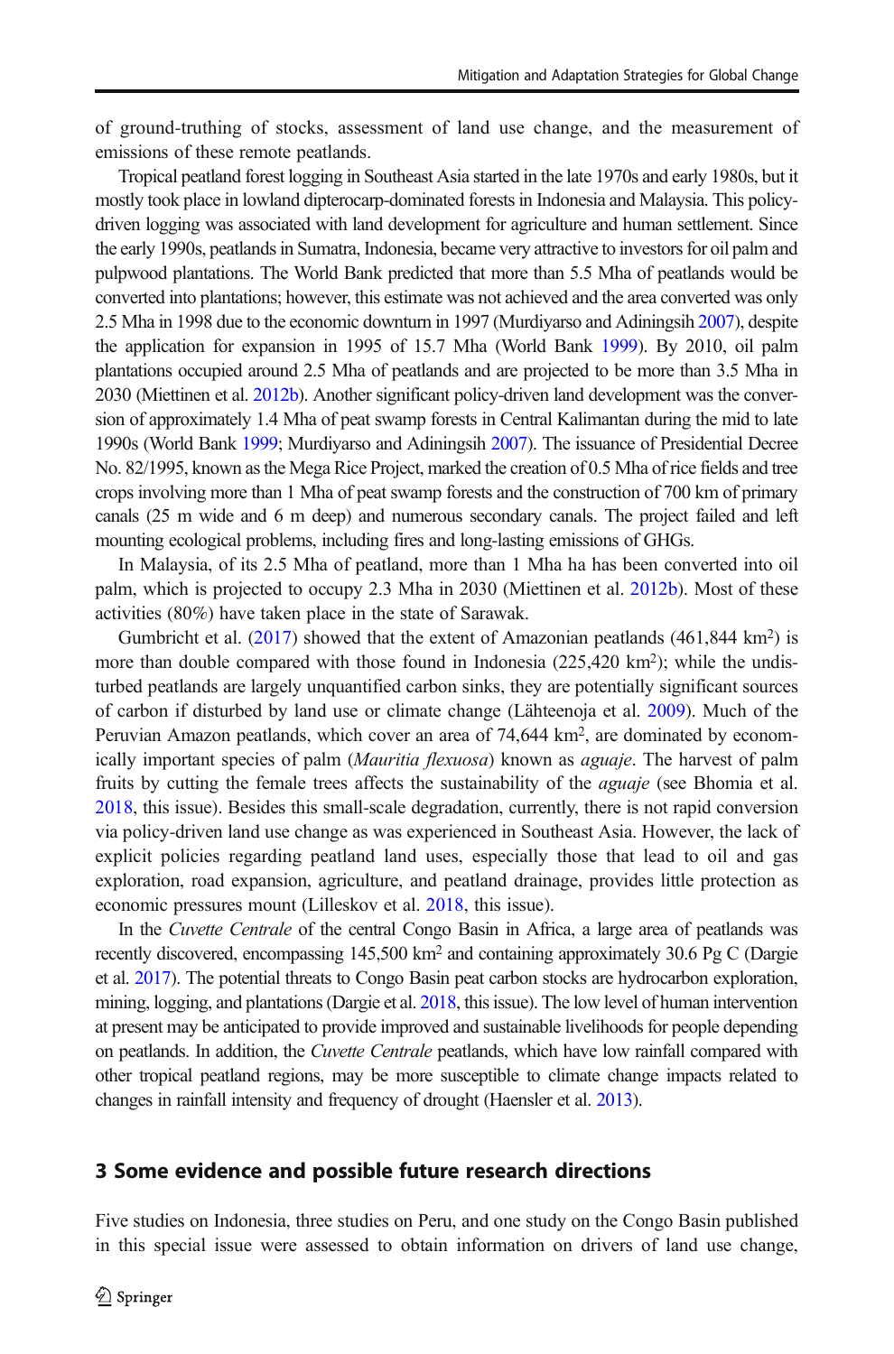of ground-truthing of stocks, assessment of land use change, and the measurement of emissions of these remote peatlands.

Tropical peatland forest logging in Southeast Asia started in the late 1970s and early 1980s, but it mostly took place in lowland dipterocarp-dominated forests in Indonesia and Malaysia. This policy-driven logging was associated with land development for agriculture and human settlement. Since the early 1990s, peatlands in Sumatra, Indonesia, became very attractive to investors for oil palm and pulpwood plantations. The World Bank predicted that more than 5.5 Mha of peatlands would be converted into plantations; however, this estimate was not achieved and the area converted was only 2.5 Mha in 1998 due to the economic downturn in 1997 (Murdiyarso and Adiningsih 2007), despite the application for expansion in 1995 of 15.7 Mha (World Bank 1999). By 2010, oil palm plantations occupied around 2.5 Mha of peatlands and are projected to be more than 3.5 Mha in 2030 (Miettinen et al. 2012b). Another significant policy-driven land development was the conversion of approximately 1.4 Mha of peat swamp forests in Central Kalimantan during the mid to late 1990s (World Bank 1999; Murdiyarso and Adiningsih 2007). The issuance of Presidential Decree No. 82/1995, known as the Mega Rice Project, marked the creation of 0.5 Mha of rice fields and tree crops involving more than 1 Mha of peat swamp forests and the construction of 700 km of primary canals (25 m wide and 6 m deep) and numerous secondary canals. The project failed and left mounting ecological problems, including fires and long-lasting emissions of GHGs.

In Malaysia, of its 2.5 Mha of peatland, more than 1 Mha ha has been converted into oil palm, which is projected to occupy 2.3 Mha in 2030 (Miettinen et al. 2012b). Most of these activities (80%) have taken place in the state of Sarawak.

Gumbricht et al. (2017) showed that the extent of Amazonian peatlands (461,844 km$^2$) is more than double compared with those found in Indonesia (225,420 km$^2$); while the undisturbed peatlands are largely unquantified carbon sinks, they are potentially significant sources of carbon if disturbed by land use or climate change (Lähteenoja et al. 2009). Much of the Peruvian Amazon peatlands, which cover an area of 74,644 km$^2$, are dominated by economically important species of palm (*Mauritia flexuosa*) known as *aguaje*. The harvest of palm fruits by cutting the female trees affects the sustainability of the *aguaje* (see Bhomia et al. 2018, this issue). Besides this small-scale degradation, currently, there is not rapid conversion via policy-driven land use change as was experienced in Southeast Asia. However, the lack of explicit policies regarding peatland land uses, especially those that lead to oil and gas exploration, road expansion, agriculture, and peatland drainage, provides little protection as economic pressures mount (Lilleskov et al. 2018, this issue).

In the *Cuvette Centrale* of the central Congo Basin in Africa, a large area of peatlands was recently discovered, encompassing 145,500 km$^2$ and containing approximately 30.6 Pg C (Dargie et al. 2017). The potential threats to Congo Basin peat carbon stocks are hydrocarbon exploration, mining, logging, and plantations (Dargie et al. 2018, this issue). The low level of human intervention at present may be anticipated to provide improved and sustainable livelihoods for people depending on peatlands. In addition, the *Cuvette Centrale* peatlands, which have low rainfall compared with other tropical peatland regions, may be more susceptible to climate change impacts related to changes in rainfall intensity and frequency of drought (Haensler et al. 2013).

## 3 Some evidence and possible future research directions

Five studies on Indonesia, three studies on Peru, and one study on the Congo Basin published in this special issue were assessed to obtain information on drivers of land use change,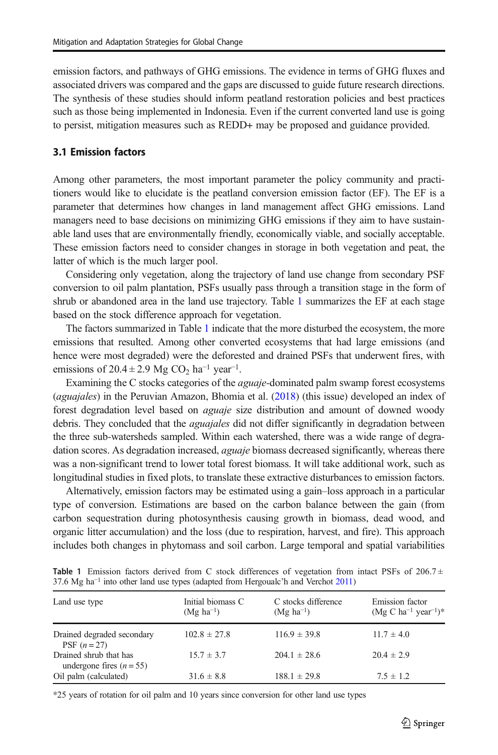emission factors, and pathways of GHG emissions. The evidence in terms of GHG fluxes and associated drivers was compared and the gaps are discussed to guide future research directions. The synthesis of these studies should inform peatland restoration policies and best practices such as those being implemented in Indonesia. Even if the current converted land use is going to persist, mitigation measures such as REDD+ may be proposed and guidance provided.

### 3.1 Emission factors

Among other parameters, the most important parameter the policy community and practitioners would like to elucidate is the peatland conversion emission factor (EF). The EF is a parameter that determines how changes in land management affect GHG emissions. Land managers need to base decisions on minimizing GHG emissions if they aim to have sustainable land uses that are environmentally friendly, economically viable, and socially acceptable. These emission factors need to consider changes in storage in both vegetation and peat, the latter of which is the much larger pool.

Considering only vegetation, along the trajectory of land use change from secondary PSF conversion to oil palm plantation, PSFs usually pass through a transition stage in the form of shrub or abandoned area in the land use trajectory. Table 1 summarizes the EF at each stage based on the stock difference approach for vegetation.

The factors summarized in Table 1 indicate that the more disturbed the ecosystem, the more emissions that resulted. Among other converted ecosystems that had large emissions (and hence were most degraded) were the deforested and drained PSFs that underwent fires, with emissions of $20.4 \pm 2.9$ Mg $CO_2$ ha$^{-1}$ year$^{-1}$.

Examining the C stocks categories of the *aguaje*-dominated palm swamp forest ecosystems (*aguajales*) in the Peruvian Amazon, Bhomia et al. (2018) (this issue) developed an index of forest degradation level based on *aguaje* size distribution and amount of downed woody debris. They concluded that the *aguajales* did not differ significantly in degradation between the three sub-watersheds sampled. Within each watershed, there was a wide range of degradation scores. As degradation increased, *aguaje* biomass decreased significantly, whereas there was a non-significant trend to lower total forest biomass. It will take additional work, such as longitudinal studies in fixed plots, to translate these extractive disturbances to emission factors.

Alternatively, emission factors may be estimated using a gain–loss approach in a particular type of conversion. Estimations are based on the carbon balance between the gain (from carbon sequestration during photosynthesis causing growth in biomass, dead wood, and organic litter accumulation) and the loss (due to respiration, harvest, and fire). This approach includes both changes in phytomass and soil carbon. Large temporal and spatial variabilities

**Table 1** Emission factors derived from C stock differences of vegetation from intact PSFs of $206.7 \pm 37.6$ Mg ha$^{-1}$ into other land use types (adapted from Hergoualc'h and Verchot 2011)

| Land use type | Initial biomass C (Mg ha$^{-1}$) | C stocks difference (Mg ha$^{-1}$) | Emission factor (Mg C ha$^{-1}$ year$^{-1}$)* |
|---|---|---|---|
| Drained degraded secondary PSF ($n = 27$) | $102.8 \pm 27.8$ | $116.9 \pm 39.8$ | $11.7 \pm 4.0$ |
| Drained shrub that has undergone fires ($n = 55$) | $15.7 \pm 3.7$ | $204.1 \pm 28.6$ | $20.4 \pm 2.9$ |
| Oil palm (calculated) | $31.6 \pm 8.8$ | $188.1 \pm 29.8$ | $7.5 \pm 1.2$ |

*25 years of rotation for oil palm and 10 years since conversion for other land use types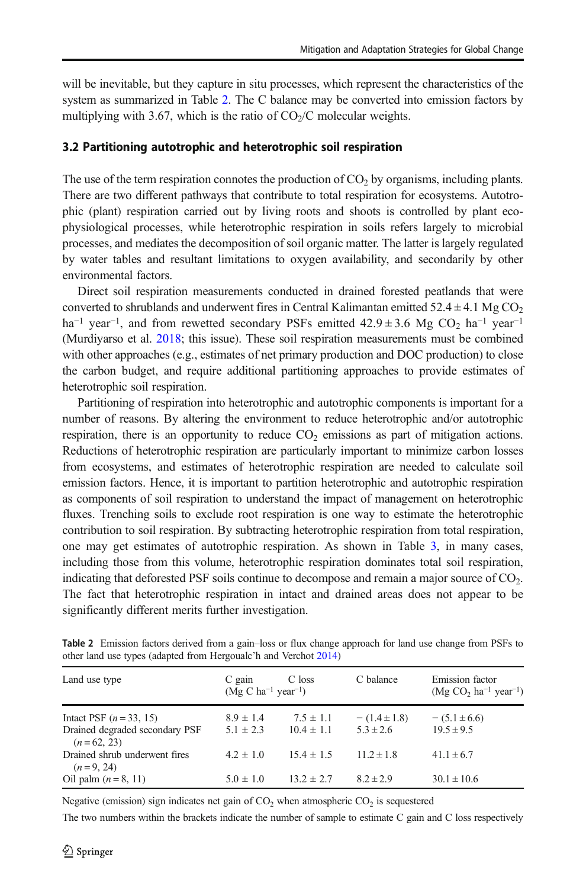will be inevitable, but they capture in situ processes, which represent the characteristics of the system as summarized in Table 2. The C balance may be converted into emission factors by multiplying with 3.67, which is the ratio of $CO_2$/C molecular weights.

### 3.2 Partitioning autotrophic and heterotrophic soil respiration

The use of the term respiration connotes the production of $CO_2$ by organisms, including plants. There are two different pathways that contribute to total respiration for ecosystems. Autotrophic (plant) respiration carried out by living roots and shoots is controlled by plant eco-physiological processes, while heterotrophic respiration in soils refers largely to microbial processes, and mediates the decomposition of soil organic matter. The latter is largely regulated by water tables and resultant limitations to oxygen availability, and secondarily by other environmental factors.

Direct soil respiration measurements conducted in drained forested peatlands that were converted to shrublands and underwent fires in Central Kalimantan emitted 52.4 ± 4.1 Mg $CO_2$ ha$^{-1}$ year$^{-1}$, and from rewetted secondary PSFs emitted 42.9 ± 3.6 Mg $CO_2$ ha$^{-1}$ year$^{-1}$ (Murdiyarso et al. 2018; this issue). These soil respiration measurements must be combined with other approaches (e.g., estimates of net primary production and DOC production) to close the carbon budget, and require additional partitioning approaches to provide estimates of heterotrophic soil respiration.

Partitioning of respiration into heterotrophic and autotrophic components is important for a number of reasons. By altering the environment to reduce heterotrophic and/or autotrophic respiration, there is an opportunity to reduce $CO_2$ emissions as part of mitigation actions. Reductions of heterotrophic respiration are particularly important to minimize carbon losses from ecosystems, and estimates of heterotrophic respiration are needed to calculate soil emission factors. Hence, it is important to partition heterotrophic and autotrophic respiration as components of soil respiration to understand the impact of management on heterotrophic fluxes. Trenching soils to exclude root respiration is one way to estimate the heterotrophic contribution to soil respiration. By subtracting heterotrophic respiration from total respiration, one may get estimates of autotrophic respiration. As shown in Table 3, in many cases, including those from this volume, heterotrophic respiration dominates total soil respiration, indicating that deforested PSF soils continue to decompose and remain a major source of $CO_2$. The fact that heterotrophic respiration in intact and drained areas does not appear to be significantly different merits further investigation.

**Table 2** Emission factors derived from a gain–loss or flux change approach for land use change from PSFs to other land use types (adapted from Hergoualc'h and Verchot 2014)

| Land use type | C gain (Mg C ha$^{-1}$ year$^{-1}$) | C loss | C balance | Emission factor (Mg $CO_2$ ha$^{-1}$ year$^{-1}$) |
|---|---|---|---|---|
| Intact PSF ($n$ = 33, 15) | 8.9 ± 1.4 | 7.5 ± 1.1 | − (1.4 ± 1.8) | − (5.1 ± 6.6) |
| Drained degraded secondary PSF ($n$ = 62, 23) | 5.1 ± 2.3 | 10.4 ± 1.1 | 5.3 ± 2.6 | 19.5 ± 9.5 |
| Drained shrub underwent fires ($n$ = 9, 24) | 4.2 ± 1.0 | 15.4 ± 1.5 | 11.2 ± 1.8 | 41.1 ± 6.7 |
| Oil palm ($n$ = 8, 11) | 5.0 ± 1.0 | 13.2 ± 2.7 | 8.2 ± 2.9 | 30.1 ± 10.6 |

Negative (emission) sign indicates net gain of $CO_2$ when atmospheric $CO_2$ is sequestered

The two numbers within the brackets indicate the number of sample to estimate C gain and C loss respectively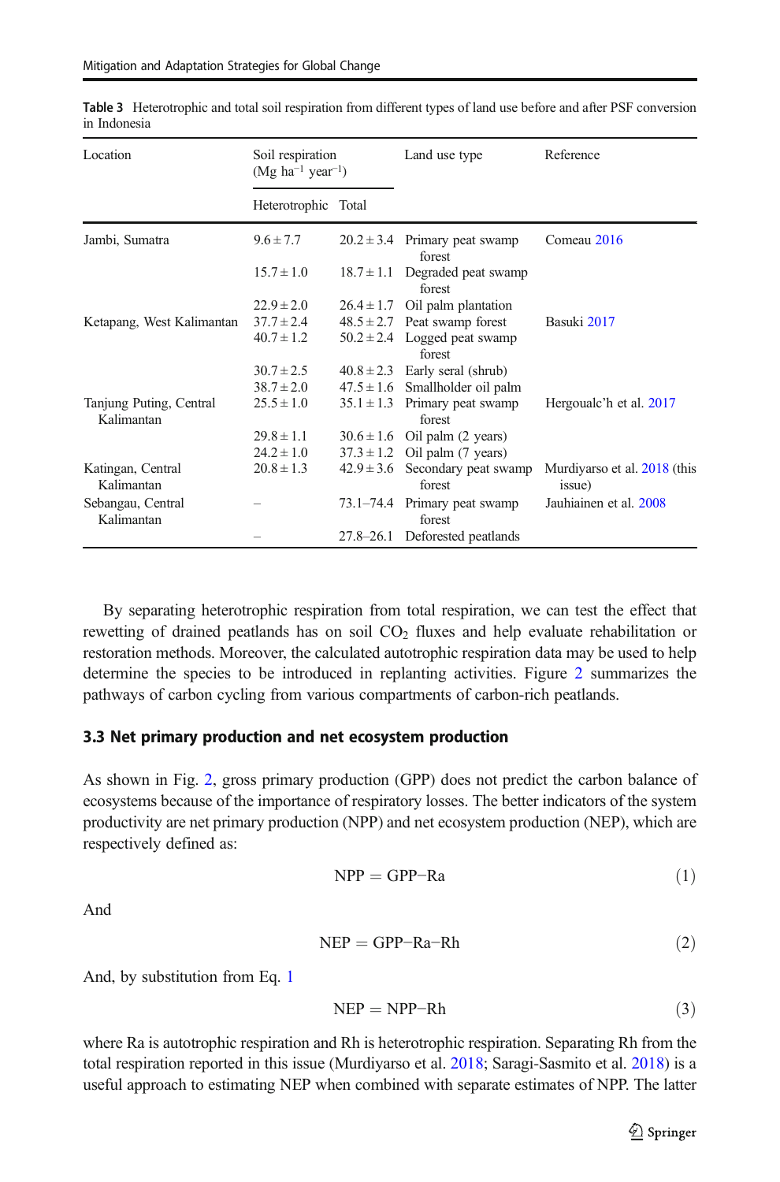**Table 3** Heterotrophic and total soil respiration from different types of land use before and after PSF conversion in Indonesia

| Location | Soil respiration (Mg ha$^{-1}$ year$^{-1}$) | | Land use type | Reference |
|---|---|---|---|---|
| | Heterotrophic | Total | | |
| Jambi, Sumatra | 9.6 ± 7.7 | 20.2 ± 3.4 | Primary peat swamp forest | Comeau 2016 |
| | 15.7 ± 1.0 | 18.7 ± 1.1 | Degraded peat swamp forest | |
| | 22.9 ± 2.0 | 26.4 ± 1.7 | Oil palm plantation | |
| Ketapang, West Kalimantan | 37.7 ± 2.4 | 48.5 ± 2.7 | Peat swamp forest | Basuki 2017 |
| | 40.7 ± 1.2 | 50.2 ± 2.4 | Logged peat swamp forest | |
| | 30.7 ± 2.5 | 40.8 ± 2.3 | Early seral (shrub) | |
| | 38.7 ± 2.0 | 47.5 ± 1.6 | Smallholder oil palm | |
| Tanjung Puting, Central Kalimantan | 25.5 ± 1.0 | 35.1 ± 1.3 | Primary peat swamp forest | Hergoualc'h et al. 2017 |
| | 29.8 ± 1.1 | 30.6 ± 1.6 | Oil palm (2 years) | |
| | 24.2 ± 1.0 | 37.3 ± 1.2 | Oil palm (7 years) | |
| Katingan, Central Kalimantan | 20.8 ± 1.3 | 42.9 ± 3.6 | Secondary peat swamp forest | Murdiyarso et al. 2018 (this issue) |
| Sebangau, Central Kalimantan | – | 73.1–74.4 | Primary peat swamp forest | Jauhiainen et al. 2008 |
| | – | 27.8–26.1 | Deforested peatlands | |

By separating heterotrophic respiration from total respiration, we can test the effect that rewetting of drained peatlands has on soil $CO_2$ fluxes and help evaluate rehabilitation or restoration methods. Moreover, the calculated autotrophic respiration data may be used to help determine the species to be introduced in replanting activities. Figure 2 summarizes the pathways of carbon cycling from various compartments of carbon-rich peatlands.

### 3.3 Net primary production and net ecosystem production

As shown in Fig. 2, gross primary production (GPP) does not predict the carbon balance of ecosystems because of the importance of respiratory losses. The better indicators of the system productivity are net primary production (NPP) and net ecosystem production (NEP), which are respectively defined as:

$$\mathrm{NPP} = \mathrm{GPP} - \mathrm{Ra} \tag{1}$$

And

$$\mathrm{NEP} = \mathrm{GPP} - \mathrm{Ra} - \mathrm{Rh} \tag{2}$$

And, by substitution from Eq. 1

$$\mathrm{NEP} = \mathrm{NPP} - \mathrm{Rh} \tag{3}$$

where Ra is autotrophic respiration and Rh is heterotrophic respiration. Separating Rh from the total respiration reported in this issue (Murdiyarso et al. 2018; Saragi-Sasmito et al. 2018) is a useful approach to estimating NEP when combined with separate estimates of NPP. The latter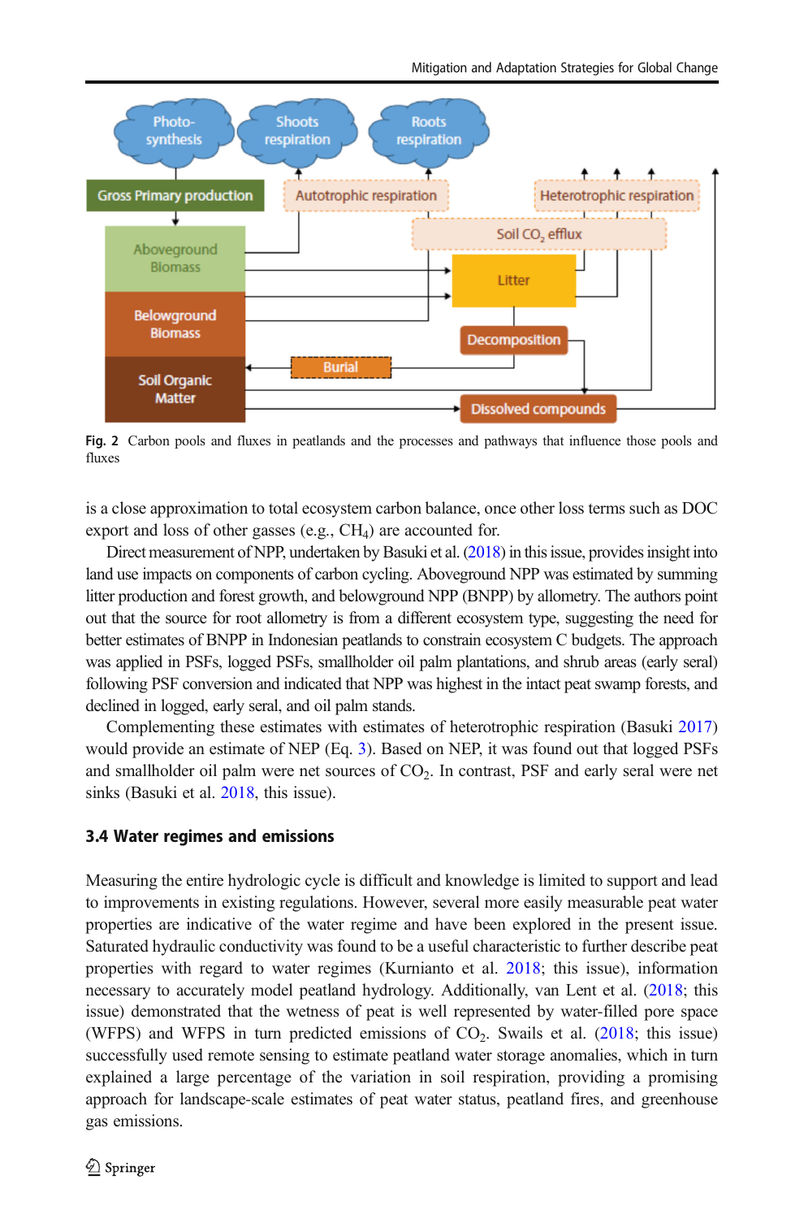Fig. 2 Carbon pools and fluxes in peatlands and the processes and pathways that influence those pools and fluxes

is a close approximation to total ecosystem carbon balance, once other loss terms such as DOC export and loss of other gasses (e.g., $CH_4$) are accounted for.

Direct measurement of NPP, undertaken by Basuki et al. (2018) in this issue, provides insight into land use impacts on components of carbon cycling. Aboveground NPP was estimated by summing litter production and forest growth, and belowground NPP (BNPP) by allometry. The authors point out that the source for root allometry is from a different ecosystem type, suggesting the need for better estimates of BNPP in Indonesian peatlands to constrain ecosystem C budgets. The approach was applied in PSFs, logged PSFs, smallholder oil palm plantations, and shrub areas (early seral) following PSF conversion and indicated that NPP was highest in the intact peat swamp forests, and declined in logged, early seral, and oil palm stands.

Complementing these estimates with estimates of heterotrophic respiration (Basuki 2017) would provide an estimate of NEP (Eq. 3). Based on NEP, it was found out that logged PSFs and smallholder oil palm were net sources of $CO_2$. In contrast, PSF and early seral were net sinks (Basuki et al. 2018, this issue).

### 3.4 Water regimes and emissions

Measuring the entire hydrologic cycle is difficult and knowledge is limited to support and lead to improvements in existing regulations. However, several more easily measurable peat water properties are indicative of the water regime and have been explored in the present issue. Saturated hydraulic conductivity was found to be a useful characteristic to further describe peat properties with regard to water regimes (Kurnianto et al. 2018; this issue), information necessary to accurately model peatland hydrology. Additionally, van Lent et al. (2018; this issue) demonstrated that the wetness of peat is well represented by water-filled pore space (WFPS) and WFPS in turn predicted emissions of $CO_2$. Swails et al. (2018; this issue) successfully used remote sensing to estimate peatland water storage anomalies, which in turn explained a large percentage of the variation in soil respiration, providing a promising approach for landscape-scale estimates of peat water status, peatland fires, and greenhouse gas emissions.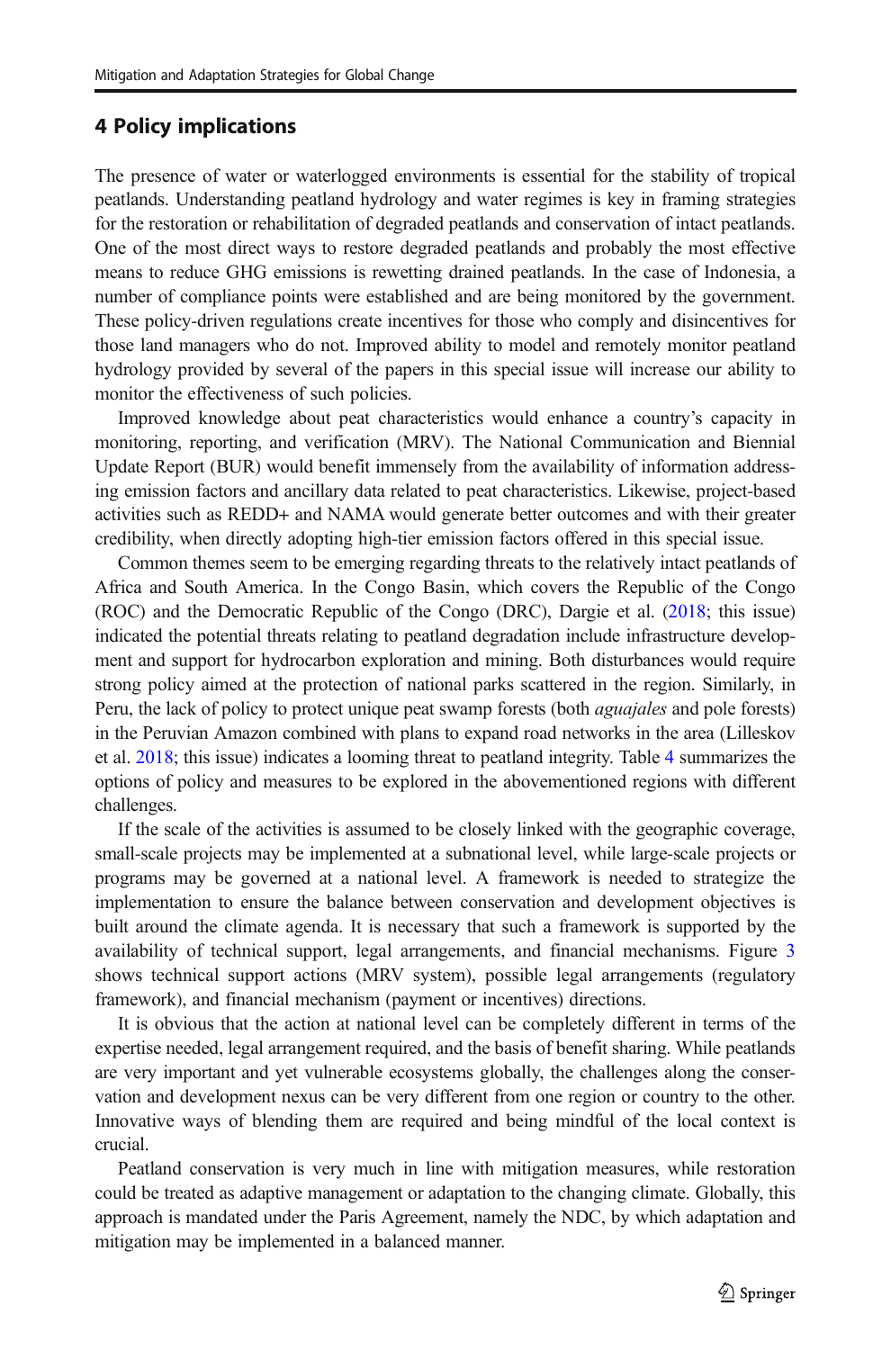## 4 Policy implications

The presence of water or waterlogged environments is essential for the stability of tropical peatlands. Understanding peatland hydrology and water regimes is key in framing strategies for the restoration or rehabilitation of degraded peatlands and conservation of intact peatlands. One of the most direct ways to restore degraded peatlands and probably the most effective means to reduce GHG emissions is rewetting drained peatlands. In the case of Indonesia, a number of compliance points were established and are being monitored by the government. These policy-driven regulations create incentives for those who comply and disincentives for those land managers who do not. Improved ability to model and remotely monitor peatland hydrology provided by several of the papers in this special issue will increase our ability to monitor the effectiveness of such policies.

Improved knowledge about peat characteristics would enhance a country's capacity in monitoring, reporting, and verification (MRV). The National Communication and Biennial Update Report (BUR) would benefit immensely from the availability of information addressing emission factors and ancillary data related to peat characteristics. Likewise, project-based activities such as REDD+ and NAMA would generate better outcomes and with their greater credibility, when directly adopting high-tier emission factors offered in this special issue.

Common themes seem to be emerging regarding threats to the relatively intact peatlands of Africa and South America. In the Congo Basin, which covers the Republic of the Congo (ROC) and the Democratic Republic of the Congo (DRC), Dargie et al. (2018; this issue) indicated the potential threats relating to peatland degradation include infrastructure development and support for hydrocarbon exploration and mining. Both disturbances would require strong policy aimed at the protection of national parks scattered in the region. Similarly, in Peru, the lack of policy to protect unique peat swamp forests (both *aguajales* and pole forests) in the Peruvian Amazon combined with plans to expand road networks in the area (Lilleskov et al. 2018; this issue) indicates a looming threat to peatland integrity. Table 4 summarizes the options of policy and measures to be explored in the abovementioned regions with different challenges.

If the scale of the activities is assumed to be closely linked with the geographic coverage, small-scale projects may be implemented at a subnational level, while large-scale projects or programs may be governed at a national level. A framework is needed to strategize the implementation to ensure the balance between conservation and development objectives is built around the climate agenda. It is necessary that such a framework is supported by the availability of technical support, legal arrangements, and financial mechanisms. Figure 3 shows technical support actions (MRV system), possible legal arrangements (regulatory framework), and financial mechanism (payment or incentives) directions.

It is obvious that the action at national level can be completely different in terms of the expertise needed, legal arrangement required, and the basis of benefit sharing. While peatlands are very important and yet vulnerable ecosystems globally, the challenges along the conservation and development nexus can be very different from one region or country to the other. Innovative ways of blending them are required and being mindful of the local context is crucial.

Peatland conservation is very much in line with mitigation measures, while restoration could be treated as adaptive management or adaptation to the changing climate. Globally, this approach is mandated under the Paris Agreement, namely the NDC, by which adaptation and mitigation may be implemented in a balanced manner.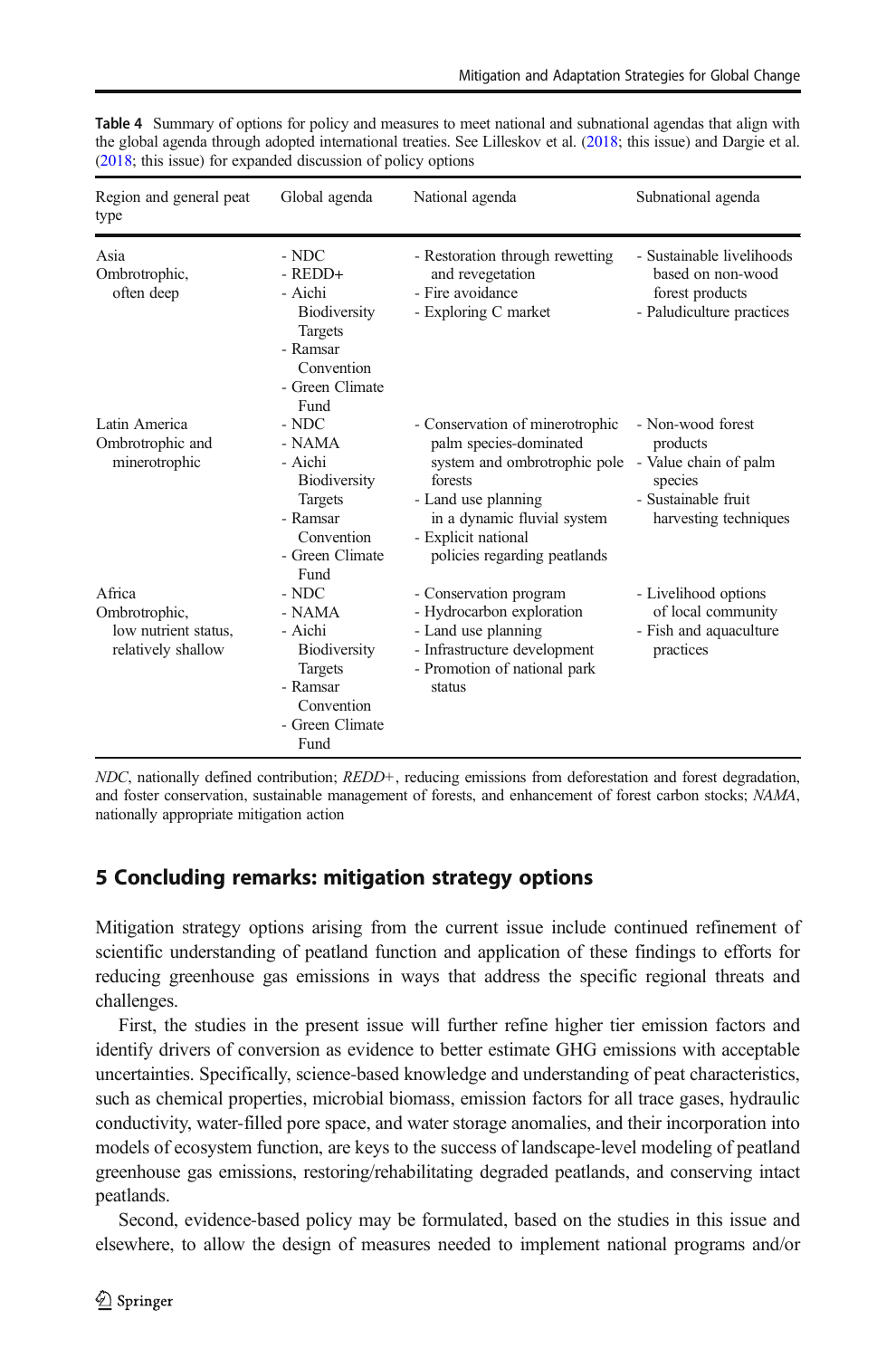**Table 4** Summary of options for policy and measures to meet national and subnational agendas that align with the global agenda through adopted international treaties. See Lilleskov et al. (2018; this issue) and Dargie et al. (2018; this issue) for expanded discussion of policy options

| Region and general peat type | Global agenda | National agenda | Subnational agenda |
| --- | --- | --- | --- |
| Asia<br>Ombrotrophic, often deep | - NDC<br>- REDD+<br>- Aichi Biodiversity Targets<br>- Ramsar Convention<br>- Green Climate Fund | - Restoration through rewetting and revegetation<br>- Fire avoidance<br>- Exploring C market | - Sustainable livelihoods based on non-wood forest products<br>- Paludiculture practices |
| Latin America<br>Ombrotrophic and minerotrophic | - NDC<br>- NAMA<br>- Aichi Biodiversity Targets<br>- Ramsar Convention<br>- Green Climate Fund | - Conservation of minerotrophic palm species-dominated system and ombrotrophic pole forests<br>- Land use planning in a dynamic fluvial system<br>- Explicit national policies regarding peatlands | - Non-wood forest products<br>- Value chain of palm species<br>- Sustainable fruit harvesting techniques |
| Africa<br>Ombrotrophic, low nutrient status, relatively shallow | - NDC<br>- NAMA<br>- Aichi Biodiversity Targets<br>- Ramsar Convention<br>- Green Climate Fund | - Conservation program<br>- Hydrocarbon exploration<br>- Land use planning<br>- Infrastructure development<br>- Promotion of national park status | - Livelihood options of local community<br>- Fish and aquaculture practices |

*NDC*, nationally defined contribution; *REDD+*, reducing emissions from deforestation and forest degradation, and foster conservation, sustainable management of forests, and enhancement of forest carbon stocks; *NAMA*, nationally appropriate mitigation action

## 5 Concluding remarks: mitigation strategy options

Mitigation strategy options arising from the current issue include continued refinement of scientific understanding of peatland function and application of these findings to efforts for reducing greenhouse gas emissions in ways that address the specific regional threats and challenges.

First, the studies in the present issue will further refine higher tier emission factors and identify drivers of conversion as evidence to better estimate GHG emissions with acceptable uncertainties. Specifically, science-based knowledge and understanding of peat characteristics, such as chemical properties, microbial biomass, emission factors for all trace gases, hydraulic conductivity, water-filled pore space, and water storage anomalies, and their incorporation into models of ecosystem function, are keys to the success of landscape-level modeling of peatland greenhouse gas emissions, restoring/rehabilitating degraded peatlands, and conserving intact peatlands.

Second, evidence-based policy may be formulated, based on the studies in this issue and elsewhere, to allow the design of measures needed to implement national programs and/or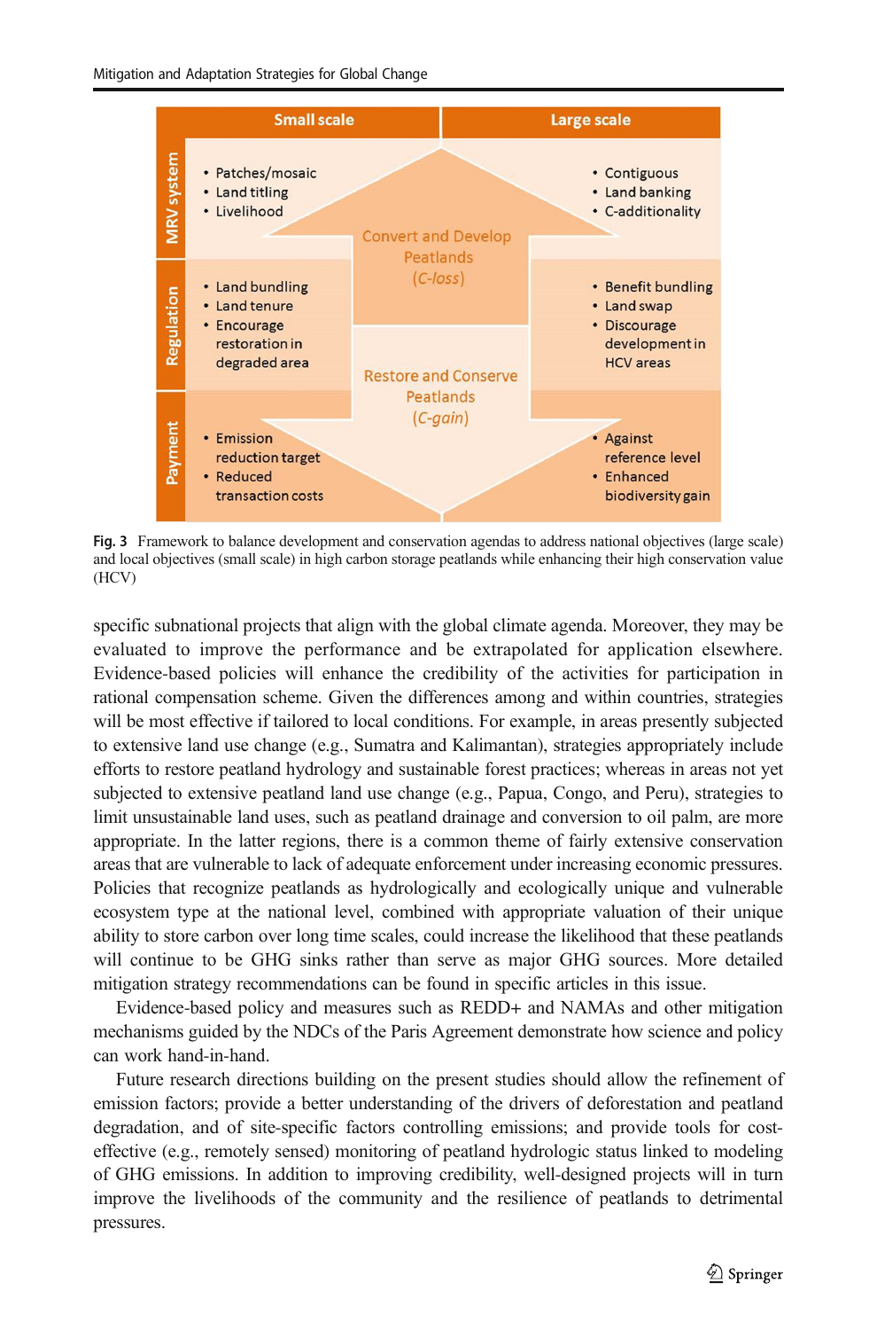Small scale

Large scale

MRV system

- Patches/mosaic
- Land titling
- Livelihood

- Contiguous
- Land banking
- C-additionality

Convert and Develop Peatlands (*C-loss*)

Regulation

- Land bundling
- Land tenure
- Encourage restoration in degraded area

- Benefit bundling
- Land swap
- Discourage development in HCV areas

Restore and Conserve Peatlands (*C-gain*)

Payment

- Emission reduction target
- Reduced transaction costs

- Against reference level
- Enhanced biodiversity gain

**Fig. 3** Framework to balance development and conservation agendas to address national objectives (large scale) and local objectives (small scale) in high carbon storage peatlands while enhancing their high conservation value (HCV)

specific subnational projects that align with the global climate agenda. Moreover, they may be evaluated to improve the performance and be extrapolated for application elsewhere. Evidence-based policies will enhance the credibility of the activities for participation in rational compensation scheme. Given the differences among and within countries, strategies will be most effective if tailored to local conditions. For example, in areas presently subjected to extensive land use change (e.g., Sumatra and Kalimantan), strategies appropriately include efforts to restore peatland hydrology and sustainable forest practices; whereas in areas not yet subjected to extensive peatland land use change (e.g., Papua, Congo, and Peru), strategies to limit unsustainable land uses, such as peatland drainage and conversion to oil palm, are more appropriate. In the latter regions, there is a common theme of fairly extensive conservation areas that are vulnerable to lack of adequate enforcement under increasing economic pressures. Policies that recognize peatlands as hydrologically and ecologically unique and vulnerable ecosystem type at the national level, combined with appropriate valuation of their unique ability to store carbon over long time scales, could increase the likelihood that these peatlands will continue to be GHG sinks rather than serve as major GHG sources. More detailed mitigation strategy recommendations can be found in specific articles in this issue.

Evidence-based policy and measures such as REDD+ and NAMAs and other mitigation mechanisms guided by the NDCs of the Paris Agreement demonstrate how science and policy can work hand-in-hand.

Future research directions building on the present studies should allow the refinement of emission factors; provide a better understanding of the drivers of deforestation and peatland degradation, and of site-specific factors controlling emissions; and provide tools for cost-effective (e.g., remotely sensed) monitoring of peatland hydrologic status linked to modeling of GHG emissions. In addition to improving credibility, well-designed projects will in turn improve the livelihoods of the community and the resilience of peatlands to detrimental pressures.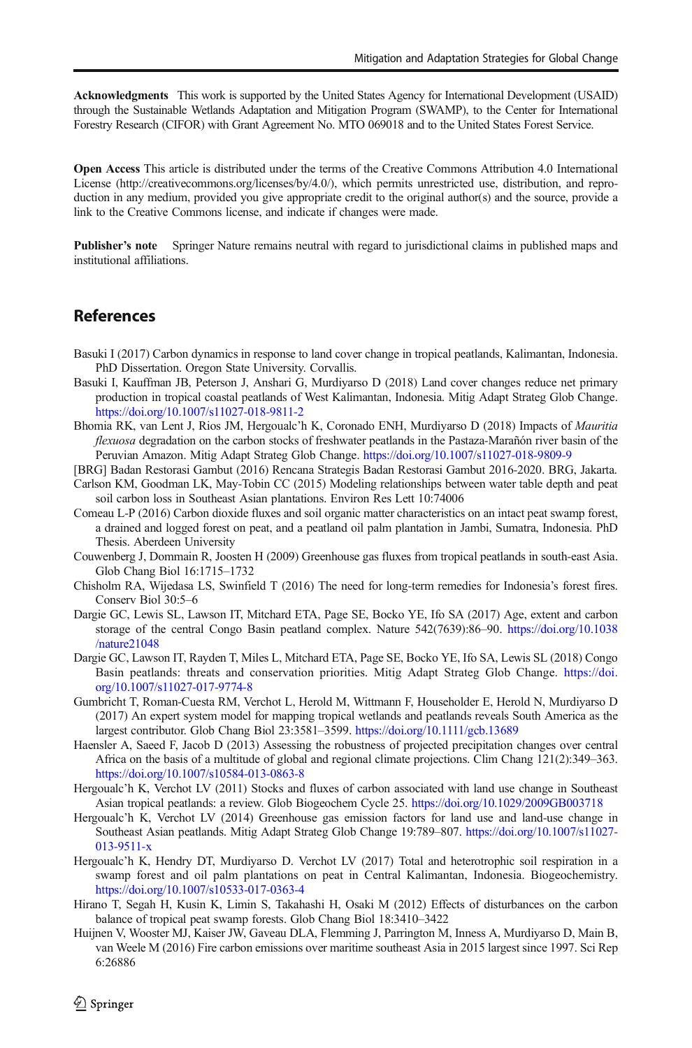**Acknowledgments** This work is supported by the United States Agency for International Development (USAID) through the Sustainable Wetlands Adaptation and Mitigation Program (SWAMP), to the Center for International Forestry Research (CIFOR) with Grant Agreement No. MTO 069018 and to the United States Forest Service.

**Open Access** This article is distributed under the terms of the Creative Commons Attribution 4.0 International License (http://creativecommons.org/licenses/by/4.0/), which permits unrestricted use, distribution, and reproduction in any medium, provided you give appropriate credit to the original author(s) and the source, provide a link to the Creative Commons license, and indicate if changes were made.

**Publisher's note** Springer Nature remains neutral with regard to jurisdictional claims in published maps and institutional affiliations.

## References

Basuki I (2017) Carbon dynamics in response to land cover change in tropical peatlands, Kalimantan, Indonesia. PhD Dissertation. Oregon State University. Corvallis.

Basuki I, Kauffman JB, Peterson J, Anshari G, Murdiyarso D (2018) Land cover changes reduce net primary production in tropical coastal peatlands of West Kalimantan, Indonesia. Mitig Adapt Strateg Glob Change. https://doi.org/10.1007/s11027-018-9811-2

Bhomia RK, van Lent J, Rios JM, Hergoualc'h K, Coronado ENH, Murdiyarso D (2018) Impacts of *Mauritia flexuosa* degradation on the carbon stocks of freshwater peatlands in the Pastaza-Marañón river basin of the Peruvian Amazon. Mitig Adapt Strateg Glob Change. https://doi.org/10.1007/s11027-018-9809-9

[BRG] Badan Restorasi Gambut (2016) Rencana Strategis Badan Restorasi Gambut 2016-2020. BRG, Jakarta.

Carlson KM, Goodman LK, May-Tobin CC (2015) Modeling relationships between water table depth and peat soil carbon loss in Southeast Asian plantations. Environ Res Lett 10:74006

Comeau L-P (2016) Carbon dioxide fluxes and soil organic matter characteristics on an intact peat swamp forest, a drained and logged forest on peat, and a peatland oil palm plantation in Jambi, Sumatra, Indonesia. PhD Thesis. Aberdeen University

Couwenberg J, Dommain R, Joosten H (2009) Greenhouse gas fluxes from tropical peatlands in south-east Asia. Glob Chang Biol 16:1715–1732

Chisholm RA, Wijedasa LS, Swinfield T (2016) The need for long-term remedies for Indonesia's forest fires. Conserv Biol 30:5–6

Dargie GC, Lewis SL, Lawson IT, Mitchard ETA, Page SE, Bocko YE, Ifo SA (2017) Age, extent and carbon storage of the central Congo Basin peatland complex. Nature 542(7639):86–90. https://doi.org/10.1038/nature21048

Dargie GC, Lawson IT, Rayden T, Miles L, Mitchard ETA, Page SE, Bocko YE, Ifo SA, Lewis SL (2018) Congo Basin peatlands: threats and conservation priorities. Mitig Adapt Strateg Glob Change. https://doi.org/10.1007/s11027-017-9774-8

Gumbricht T, Roman-Cuesta RM, Verchot L, Herold M, Wittmann F, Householder E, Herold N, Murdiyarso D (2017) An expert system model for mapping tropical wetlands and peatlands reveals South America as the largest contributor. Glob Chang Biol 23:3581–3599. https://doi.org/10.1111/gcb.13689

Haensler A, Saeed F, Jacob D (2013) Assessing the robustness of projected precipitation changes over central Africa on the basis of a multitude of global and regional climate projections. Clim Chang 121(2):349–363. https://doi.org/10.1007/s10584-013-0863-8

Hergoualc'h K, Verchot LV (2011) Stocks and fluxes of carbon associated with land use change in Southeast Asian tropical peatlands: a review. Glob Biogeochem Cycle 25. https://doi.org/10.1029/2009GB003718

Hergoualc'h K, Verchot LV (2014) Greenhouse gas emission factors for land use and land-use change in Southeast Asian peatlands. Mitig Adapt Strateg Glob Change 19:789–807. https://doi.org/10.1007/s11027-013-9511-x

Hergoualc'h K, Hendry DT, Murdiyarso D. Verchot LV (2017) Total and heterotrophic soil respiration in a swamp forest and oil palm plantations on peat in Central Kalimantan, Indonesia. Biogeochemistry. https://doi.org/10.1007/s10533-017-0363-4

Hirano T, Segah H, Kusin K, Limin S, Takahashi H, Osaki M (2012) Effects of disturbances on the carbon balance of tropical peat swamp forests. Glob Chang Biol 18:3410–3422

Huijnen V, Wooster MJ, Kaiser JW, Gaveau DLA, Flemming J, Parrington M, Inness A, Murdiyarso D, Main B, van Weele M (2016) Fire carbon emissions over maritime southeast Asia in 2015 largest since 1997. Sci Rep 6:26886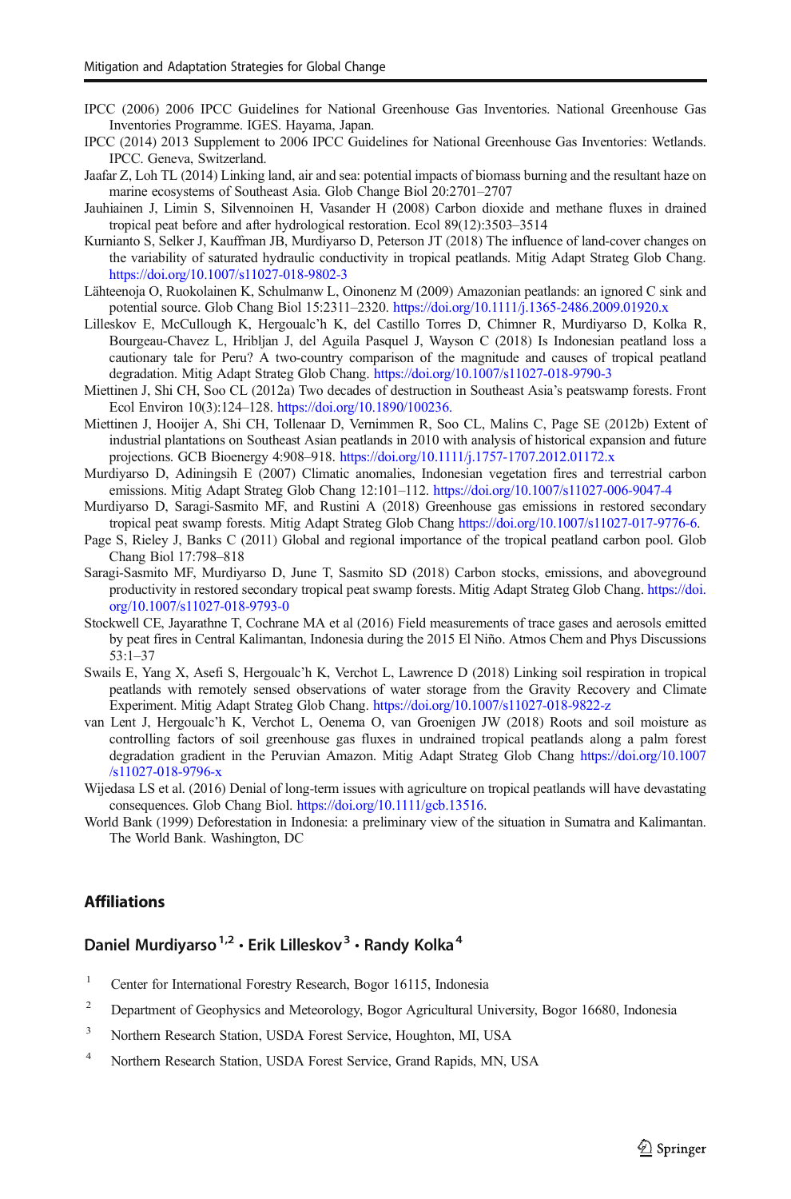IPCC (2006) 2006 IPCC Guidelines for National Greenhouse Gas Inventories. National Greenhouse Gas Inventories Programme. IGES. Hayama, Japan.

IPCC (2014) 2013 Supplement to 2006 IPCC Guidelines for National Greenhouse Gas Inventories: Wetlands. IPCC. Geneva, Switzerland.

Jaafar Z, Loh TL (2014) Linking land, air and sea: potential impacts of biomass burning and the resultant haze on marine ecosystems of Southeast Asia. Glob Change Biol 20:2701–2707

Jauhiainen J, Limin S, Silvennoinen H, Vasander H (2008) Carbon dioxide and methane fluxes in drained tropical peat before and after hydrological restoration. Ecol 89(12):3503–3514

Kurnianto S, Selker J, Kauffman JB, Murdiyarso D, Peterson JT (2018) The influence of land-cover changes on the variability of saturated hydraulic conductivity in tropical peatlands. Mitig Adapt Strateg Glob Chang. https://doi.org/10.1007/s11027-018-9802-3

Lähteenoja O, Ruokolainen K, Schulmanw L, Oinonenz M (2009) Amazonian peatlands: an ignored C sink and potential source. Glob Chang Biol 15:2311–2320. https://doi.org/10.1111/j.1365-2486.2009.01920.x

Lilleskov E, McCullough K, Hergoualc'h K, del Castillo Torres D, Chimner R, Murdiyarso D, Kolka R, Bourgeau-Chavez L, Hribljan J, del Aguila Pasquel J, Wayson C (2018) Is Indonesian peatland loss a cautionary tale for Peru? A two-country comparison of the magnitude and causes of tropical peatland degradation. Mitig Adapt Strateg Glob Chang. https://doi.org/10.1007/s11027-018-9790-3

Miettinen J, Shi CH, Soo CL (2012a) Two decades of destruction in Southeast Asia's peatswamp forests. Front Ecol Environ 10(3):124–128. https://doi.org/10.1890/100236.

Miettinen J, Hooijer A, Shi CH, Tollenaar D, Vernimmen R, Soo CL, Malins C, Page SE (2012b) Extent of industrial plantations on Southeast Asian peatlands in 2010 with analysis of historical expansion and future projections. GCB Bioenergy 4:908–918. https://doi.org/10.1111/j.1757-1707.2012.01172.x

Murdiyarso D, Adiningsih E (2007) Climatic anomalies, Indonesian vegetation fires and terrestrial carbon emissions. Mitig Adapt Strateg Glob Chang 12:101–112. https://doi.org/10.1007/s11027-006-9047-4

Murdiyarso D, Saragi-Sasmito MF, and Rustini A (2018) Greenhouse gas emissions in restored secondary tropical peat swamp forests. Mitig Adapt Strateg Glob Chang https://doi.org/10.1007/s11027-017-9776-6.

Page S, Rieley J, Banks C (2011) Global and regional importance of the tropical peatland carbon pool. Glob Chang Biol 17:798–818

Saragi-Sasmito MF, Murdiyarso D, June T, Sasmito SD (2018) Carbon stocks, emissions, and aboveground productivity in restored secondary tropical peat swamp forests. Mitig Adapt Strateg Glob Chang. https://doi.org/10.1007/s11027-018-9793-0

Stockwell CE, Jayarathne T, Cochrane MA et al (2016) Field measurements of trace gases and aerosols emitted by peat fires in Central Kalimantan, Indonesia during the 2015 El Niño. Atmos Chem and Phys Discussions 53:1–37

Swails E, Yang X, Asefi S, Hergoualc'h K, Verchot L, Lawrence D (2018) Linking soil respiration in tropical peatlands with remotely sensed observations of water storage from the Gravity Recovery and Climate Experiment. Mitig Adapt Strateg Glob Chang. https://doi.org/10.1007/s11027-018-9822-z

van Lent J, Hergoualc'h K, Verchot L, Oenema O, van Groenigen JW (2018) Roots and soil moisture as controlling factors of soil greenhouse gas fluxes in undrained tropical peatlands along a palm forest degradation gradient in the Peruvian Amazon. Mitig Adapt Strateg Glob Chang https://doi.org/10.1007/s11027-018-9796-x

Wijedasa LS et al. (2016) Denial of long-term issues with agriculture on tropical peatlands will have devastating consequences. Glob Chang Biol. https://doi.org/10.1111/gcb.13516.

World Bank (1999) Deforestation in Indonesia: a preliminary view of the situation in Sumatra and Kalimantan. The World Bank. Washington, DC

## Affiliations

### Daniel Murdiyarso[1,2] • Erik Lilleskov[3] • Randy Kolka[4]

[1] Center for International Forestry Research, Bogor 16115, Indonesia

[2] Department of Geophysics and Meteorology, Bogor Agricultural University, Bogor 16680, Indonesia

[3] Northern Research Station, USDA Forest Service, Houghton, MI, USA

[4] Northern Research Station, USDA Forest Service, Grand Rapids, MN, USA